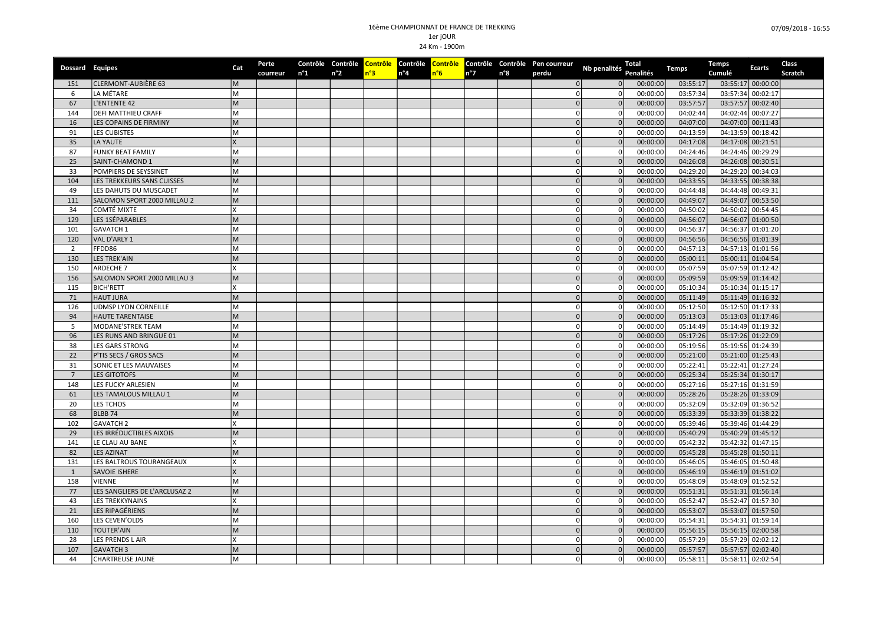16ème CHAMPIONNAT DE FRANCE DE TREKKING

1er jOUR

24 Km - 1900m

07/09/2018 - 16:55

| Dossard | Equipes | Cat | Perte coureur | Contrôle n°1 | Contrôle n°2 | Contrôle n°3 | Contrôle n°4 | Contrôle n°6 | Contrôle n°7 | Contrôle n°8 | Pen coureur perdu | Nb penalités | Total Penalités | Temps | Temps Cumulé | Ecarts | Class Scratch |
|---|---|---|---|---|---|---|---|---|---|---|---|---|---|---|---|---|---|
| 151 | CLERMONT-AUBIÈRE 63 | M | | | | | | | | | 0 | 0 | 00:00:00 | 03:55:17 | 03:55:17 | 00:00:00 | |
| 6 | LA MÉTARE | M | | | | | | | | | 0 | 0 | 00:00:00 | 03:57:34 | 03:57:34 | 00:02:17 | |
| 67 | L'ENTENTE 42 | M | | | | | | | | | 0 | 0 | 00:00:00 | 03:57:57 | 03:57:57 | 00:02:40 | |
| 144 | DEFI MATTHIEU CRAFF | M | | | | | | | | | 0 | 0 | 00:00:00 | 04:02:44 | 04:02:44 | 00:07:27 | |
| 16 | LES COPAINS DE FIRMINY | M | | | | | | | | | 0 | 0 | 00:00:00 | 04:07:00 | 04:07:00 | 00:11:43 | |
| 91 | LES CUBISTES | M | | | | | | | | | 0 | 0 | 00:00:00 | 04:13:59 | 04:13:59 | 00:18:42 | |
| 35 | LA YAUTE | X | | | | | | | | | 0 | 0 | 00:00:00 | 04:17:08 | 04:17:08 | 00:21:51 | |
| 87 | FUNKY BEAT FAMILY | M | | | | | | | | | 0 | 0 | 00:00:00 | 04:24:46 | 04:24:46 | 00:29:29 | |
| 25 | SAINT-CHAMOND 1 | M | | | | | | | | | 0 | 0 | 00:00:00 | 04:26:08 | 04:26:08 | 00:30:51 | |
| 33 | POMPIERS DE SEYSSINET | M | | | | | | | | | 0 | 0 | 00:00:00 | 04:29:20 | 04:29:20 | 00:34:03 | |
| 104 | LES TREKKEURS SANS CUISSES | M | | | | | | | | | 0 | 0 | 00:00:00 | 04:33:55 | 04:33:55 | 00:38:38 | |
| 49 | LES DAHUTS DU MUSCADET | M | | | | | | | | | 0 | 0 | 00:00:00 | 04:44:48 | 04:44:48 | 00:49:31 | |
| 111 | SALOMON SPORT 2000 MILLAU 2 | M | | | | | | | | | 0 | 0 | 00:00:00 | 04:49:07 | 04:49:07 | 00:53:50 | |
| 34 | COMTÉ MIXTE | X | | | | | | | | | 0 | 0 | 00:00:00 | 04:50:02 | 04:50:02 | 00:54:45 | |
| 129 | LES 1SÉPARABLES | M | | | | | | | | | 0 | 0 | 00:00:00 | 04:56:07 | 04:56:07 | 01:00:50 | |
| 101 | GAVATCH 1 | M | | | | | | | | | 0 | 0 | 00:00:00 | 04:56:37 | 04:56:37 | 01:01:20 | |
| 120 | VAL D'ARLY 1 | M | | | | | | | | | 0 | 0 | 00:00:00 | 04:56:56 | 04:56:56 | 01:01:39 | |
| 2 | FFDD86 | M | | | | | | | | | 0 | 0 | 00:00:00 | 04:57:13 | 04:57:13 | 01:01:56 | |
| 130 | LES TREK'AIN | M | | | | | | | | | 0 | 0 | 00:00:00 | 05:00:11 | 05:00:11 | 01:04:54 | |
| 150 | ARDECHE 7 | X | | | | | | | | | 0 | 0 | 00:00:00 | 05:07:59 | 05:07:59 | 01:12:42 | |
| 156 | SALOMON SPORT 2000 MILLAU 3 | M | | | | | | | | | 0 | 0 | 00:00:00 | 05:09:59 | 05:09:59 | 01:14:42 | |
| 115 | BICH'RETT | X | | | | | | | | | 0 | 0 | 00:00:00 | 05:10:34 | 05:10:34 | 01:15:17 | |
| 71 | HAUT JURA | M | | | | | | | | | 0 | 0 | 00:00:00 | 05:11:49 | 05:11:49 | 01:16:32 | |
| 126 | UDMSP LYON CORNEILLE | M | | | | | | | | | 0 | 0 | 00:00:00 | 05:12:50 | 05:12:50 | 01:17:33 | |
| 94 | HAUTE TARENTAISE | M | | | | | | | | | 0 | 0 | 00:00:00 | 05:13:03 | 05:13:03 | 01:17:46 | |
| 5 | MODANE'STREK TEAM | M | | | | | | | | | 0 | 0 | 00:00:00 | 05:14:49 | 05:14:49 | 01:19:32 | |
| 96 | LES RUNS AND BRINGUE 01 | M | | | | | | | | | 0 | 0 | 00:00:00 | 05:17:26 | 05:17:26 | 01:22:09 | |
| 38 | LES GARS STRONG | M | | | | | | | | | 0 | 0 | 00:00:00 | 05:19:56 | 05:19:56 | 01:24:39 | |
| 22 | P'TIS SECS / GROS SACS | M | | | | | | | | | 0 | 0 | 00:00:00 | 05:21:00 | 05:21:00 | 01:25:43 | |
| 31 | SONIC ET LES MAUVAISES | M | | | | | | | | | 0 | 0 | 00:00:00 | 05:22:41 | 05:22:41 | 01:27:24 | |
| 7 | LES GITOTOFS | M | | | | | | | | | 0 | 0 | 00:00:00 | 05:25:34 | 05:25:34 | 01:30:17 | |
| 148 | LES FUCKY ARLESIEN | M | | | | | | | | | 0 | 0 | 00:00:00 | 05:27:16 | 05:27:16 | 01:31:59 | |
| 61 | LES TAMALOUS MILLAU 1 | M | | | | | | | | | 0 | 0 | 00:00:00 | 05:28:26 | 05:28:26 | 01:33:09 | |
| 20 | LES TCHOS | M | | | | | | | | | 0 | 0 | 00:00:00 | 05:32:09 | 05:32:09 | 01:36:52 | |
| 68 | BLBB 74 | M | | | | | | | | | 0 | 0 | 00:00:00 | 05:33:39 | 05:33:39 | 01:38:22 | |
| 102 | GAVATCH 2 | X | | | | | | | | | 0 | 0 | 00:00:00 | 05:39:46 | 05:39:46 | 01:44:29 | |
| 29 | LES IRRÉDUCTIBLES AIXOIS | M | | | | | | | | | 0 | 0 | 00:00:00 | 05:40:29 | 05:40:29 | 01:45:12 | |
| 141 | LE CLAU AU BANE | X | | | | | | | | | 0 | 0 | 00:00:00 | 05:42:32 | 05:42:32 | 01:47:15 | |
| 82 | LES AZINAT | M | | | | | | | | | 0 | 0 | 00:00:00 | 05:45:28 | 05:45:28 | 01:50:11 | |
| 131 | LES BALTROUS TOURANGEAUX | X | | | | | | | | | 0 | 0 | 00:00:00 | 05:46:05 | 05:46:05 | 01:50:48 | |
| 1 | SAVOIE ISHERE | X | | | | | | | | | 0 | 0 | 00:00:00 | 05:46:19 | 05:46:19 | 01:51:02 | |
| 158 | VIENNE | M | | | | | | | | | 0 | 0 | 00:00:00 | 05:48:09 | 05:48:09 | 01:52:52 | |
| 77 | LES SANGLIERS DE L'ARCLUSAZ 2 | M | | | | | | | | | 0 | 0 | 00:00:00 | 05:51:31 | 05:51:31 | 01:56:14 | |
| 43 | LES TREKKYNAINS | X | | | | | | | | | 0 | 0 | 00:00:00 | 05:52:47 | 05:52:47 | 01:57:30 | |
| 21 | LES RIPAGÉRIENS | M | | | | | | | | | 0 | 0 | 00:00:00 | 05:53:07 | 05:53:07 | 01:57:50 | |
| 160 | LES CEVEN'OLDS | M | | | | | | | | | 0 | 0 | 00:00:00 | 05:54:31 | 05:54:31 | 01:59:14 | |
| 110 | TOUTER'AIN | M | | | | | | | | | 0 | 0 | 00:00:00 | 05:56:15 | 05:56:15 | 02:00:58 | |
| 28 | LES PRENDS L AIR | X | | | | | | | | | 0 | 0 | 00:00:00 | 05:57:29 | 05:57:29 | 02:02:12 | |
| 107 | GAVATCH 3 | M | | | | | | | | | 0 | 0 | 00:00:00 | 05:57:57 | 05:57:57 | 02:02:40 | |
| 44 | CHARTREUSE JAUNE | M | | | | | | | | | 0 | 0 | 00:00:00 | 05:58:11 | 05:58:11 | 02:02:54 | |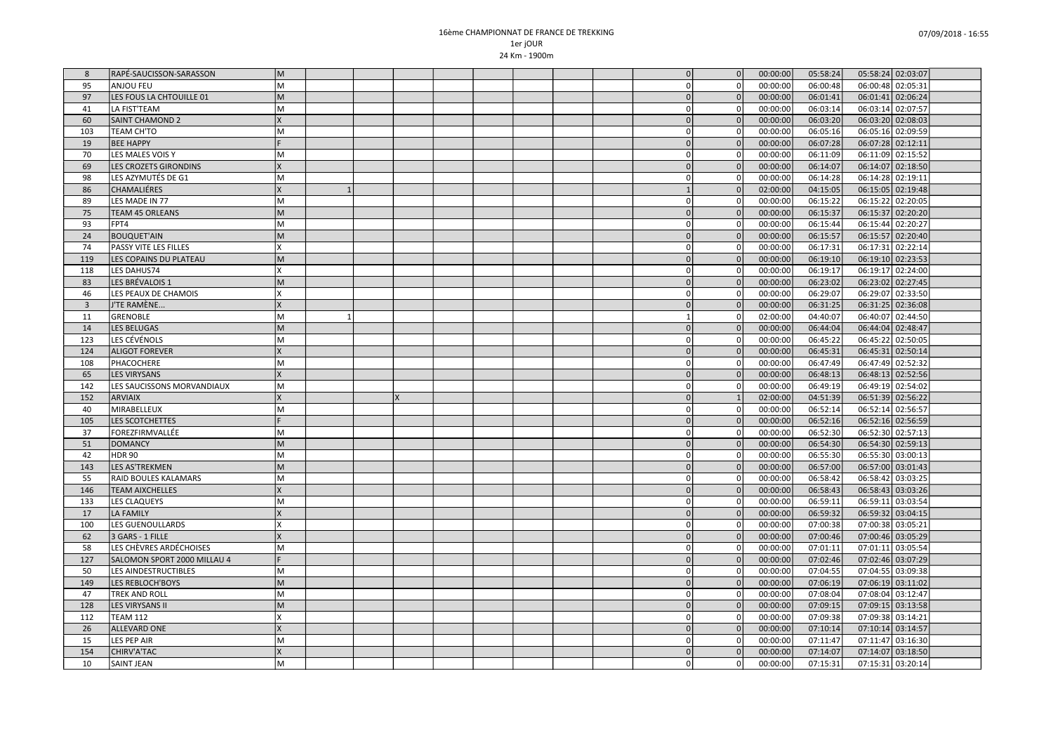| | | | | | | | | | | | | | | | | | | |
|---|---|---|---|---|---|---|---|---|---|---|---|---|---|---|---|---|---|---|
| 8 | RAPÉ-SAUCISSON-SARASSON | M | | | | | | | | | 0 | 0 | 00:00:00 | 05:58:24 | 05:58:24 | 02:03:07 | | |
| 95 | ANJOU FEU | M | | | | | | | | | 0 | 0 | 00:00:00 | 06:00:48 | 06:00:48 | 02:05:31 | | |
| 97 | LES FOUS LA CHTOUILLE 01 | M | | | | | | | | | 0 | 0 | 00:00:00 | 06:01:41 | 06:01:41 | 02:06:24 | | |
| 41 | LA FIST'TEAM | M | | | | | | | | | 0 | 0 | 00:00:00 | 06:03:14 | 06:03:14 | 02:07:57 | | |
| 60 | SAINT CHAMOND 2 | X | | | | | | | | | 0 | 0 | 00:00:00 | 06:03:20 | 06:03:20 | 02:08:03 | | |
| 103 | TEAM CH'TO | M | | | | | | | | | 0 | 0 | 00:00:00 | 06:05:16 | 06:05:16 | 02:09:59 | | |
| 19 | BEE HAPPY | F | | | | | | | | | 0 | 0 | 00:00:00 | 06:07:28 | 06:07:28 | 02:12:11 | | |
| 70 | LES MALES VOIS Y | M | | | | | | | | | 0 | 0 | 00:00:00 | 06:11:09 | 06:11:09 | 02:15:52 | | |
| 69 | LES CROZETS GIRONDINS | X | | | | | | | | | 0 | 0 | 00:00:00 | 06:14:07 | 06:14:07 | 02:18:50 | | |
| 98 | LES AZYMUTÉS DE G1 | M | | | | | | | | | 0 | 0 | 00:00:00 | 06:14:28 | 06:14:28 | 02:19:11 | | |
| 86 | CHAMALIÉRES | X | 1 | | | | | | | | 1 | 0 | 02:00:00 | 04:15:05 | 06:15:05 | 02:19:48 | | |
| 89 | LES MADE IN 77 | M | | | | | | | | | 0 | 0 | 00:00:00 | 06:15:22 | 06:15:22 | 02:20:05 | | |
| 75 | TEAM 45 ORLEANS | M | | | | | | | | | 0 | 0 | 00:00:00 | 06:15:37 | 06:15:37 | 02:20:20 | | |
| 93 | FPT4 | M | | | | | | | | | 0 | 0 | 00:00:00 | 06:15:44 | 06:15:44 | 02:20:27 | | |
| 24 | BOUQUET'AIN | M | | | | | | | | | 0 | 0 | 00:00:00 | 06:15:57 | 06:15:57 | 02:20:40 | | |
| 74 | PASSY VITE LES FILLES | X | | | | | | | | | 0 | 0 | 00:00:00 | 06:17:31 | 06:17:31 | 02:22:14 | | |
| 119 | LES COPAINS DU PLATEAU | M | | | | | | | | | 0 | 0 | 00:00:00 | 06:19:10 | 06:19:10 | 02:23:53 | | |
| 118 | LES DAHUS74 | X | | | | | | | | | 0 | 0 | 00:00:00 | 06:19:17 | 06:19:17 | 02:24:00 | | |
| 83 | LES BRÉVALOIS 1 | M | | | | | | | | | 0 | 0 | 00:00:00 | 06:23:02 | 06:23:02 | 02:27:45 | | |
| 46 | LES PEAUX DE CHAMOIS | X | | | | | | | | | 0 | 0 | 00:00:00 | 06:29:07 | 06:29:07 | 02:33:50 | | |
| 3 | J'TE RAMÈNE... | X | | | | | | | | | 0 | 0 | 00:00:00 | 06:31:25 | 06:31:25 | 02:36:08 | | |
| 11 | GRENOBLE | M | 1 | | | | | | | | 1 | 0 | 02:00:00 | 04:40:07 | 06:40:07 | 02:44:50 | | |
| 14 | LES BELUGAS | M | | | | | | | | | 0 | 0 | 00:00:00 | 06:44:04 | 06:44:04 | 02:48:47 | | |
| 123 | LES CÉVÉNOLS | M | | | | | | | | | 0 | 0 | 00:00:00 | 06:45:22 | 06:45:22 | 02:50:05 | | |
| 124 | ALIGOT FOREVER | X | | | | | | | | | 0 | 0 | 00:00:00 | 06:45:31 | 06:45:31 | 02:50:14 | | |
| 108 | PHACOCHERE | M | | | | | | | | | 0 | 0 | 00:00:00 | 06:47:49 | 06:47:49 | 02:52:32 | | |
| 65 | LES VIRYSANS | X | | | | | | | | | 0 | 0 | 00:00:00 | 06:48:13 | 06:48:13 | 02:52:56 | | |
| 142 | LES SAUCISSONS MORVANDIAUX | M | | | | | | | | | 0 | 0 | 00:00:00 | 06:49:19 | 06:49:19 | 02:54:02 | | |
| 152 | ARVIAIX | X | | | X | | | | | | 0 | 1 | 02:00:00 | 04:51:39 | 06:51:39 | 02:56:22 | | |
| 40 | MIRABELLEUX | M | | | | | | | | | 0 | 0 | 00:00:00 | 06:52:14 | 06:52:14 | 02:56:57 | | |
| 105 | LES SCOTCHETTES | F | | | | | | | | | 0 | 0 | 00:00:00 | 06:52:16 | 06:52:16 | 02:56:59 | | |
| 37 | FOREZFIRMVALLÉE | M | | | | | | | | | 0 | 0 | 00:00:00 | 06:52:30 | 06:52:30 | 02:57:13 | | |
| 51 | DOMANCY | M | | | | | | | | | 0 | 0 | 00:00:00 | 06:54:30 | 06:54:30 | 02:59:13 | | |
| 42 | HDR 90 | M | | | | | | | | | 0 | 0 | 00:00:00 | 06:55:30 | 06:55:30 | 03:00:13 | | |
| 143 | LES AS'TREKMEN | M | | | | | | | | | 0 | 0 | 00:00:00 | 06:57:00 | 06:57:00 | 03:01:43 | | |
| 55 | RAID BOULES KALAMARS | M | | | | | | | | | 0 | 0 | 00:00:00 | 06:58:42 | 06:58:42 | 03:03:25 | | |
| 146 | TEAM AIXCHELLES | X | | | | | | | | | 0 | 0 | 00:00:00 | 06:58:43 | 06:58:43 | 03:03:26 | | |
| 133 | LES CLAQUEYS | M | | | | | | | | | 0 | 0 | 00:00:00 | 06:59:11 | 06:59:11 | 03:03:54 | | |
| 17 | LA FAMILY | X | | | | | | | | | 0 | 0 | 00:00:00 | 06:59:32 | 06:59:32 | 03:04:15 | | |
| 100 | LES GUENOULLARDS | X | | | | | | | | | 0 | 0 | 00:00:00 | 07:00:38 | 07:00:38 | 03:05:21 | | |
| 62 | 3 GARS - 1 FILLE | X | | | | | | | | | 0 | 0 | 00:00:00 | 07:00:46 | 07:00:46 | 03:05:29 | | |
| 58 | LES CHÈVRES ARDÉCHOISES | M | | | | | | | | | 0 | 0 | 00:00:00 | 07:01:11 | 07:01:11 | 03:05:54 | | |
| 127 | SALOMON SPORT 2000 MILLAU 4 | F | | | | | | | | | 0 | 0 | 00:00:00 | 07:02:46 | 07:02:46 | 03:07:29 | | |
| 50 | LES AINDESTRUCTIBLES | M | | | | | | | | | 0 | 0 | 00:00:00 | 07:04:55 | 07:04:55 | 03:09:38 | | |
| 149 | LES REBLOCH'BOYS | M | | | | | | | | | 0 | 0 | 00:00:00 | 07:06:19 | 07:06:19 | 03:11:02 | | |
| 47 | TREK AND ROLL | M | | | | | | | | | 0 | 0 | 00:00:00 | 07:08:04 | 07:08:04 | 03:12:47 | | |
| 128 | LES VIRYSANS II | M | | | | | | | | | 0 | 0 | 00:00:00 | 07:09:15 | 07:09:15 | 03:13:58 | | |
| 112 | TEAM 112 | X | | | | | | | | | 0 | 0 | 00:00:00 | 07:09:38 | 07:09:38 | 03:14:21 | | |
| 26 | ALLEVARD ONE | X | | | | | | | | | 0 | 0 | 00:00:00 | 07:10:14 | 07:10:14 | 03:14:57 | | |
| 15 | LES PEP AIR | M | | | | | | | | | 0 | 0 | 00:00:00 | 07:11:47 | 07:11:47 | 03:16:30 | | |
| 154 | CHIRV'A'TAC | X | | | | | | | | | 0 | 0 | 00:00:00 | 07:14:07 | 07:14:07 | 03:18:50 | | |
| 10 | SAINT JEAN | M | | | | | | | | | 0 | 0 | 00:00:00 | 07:15:31 | 07:15:31 | 03:20:14 | | |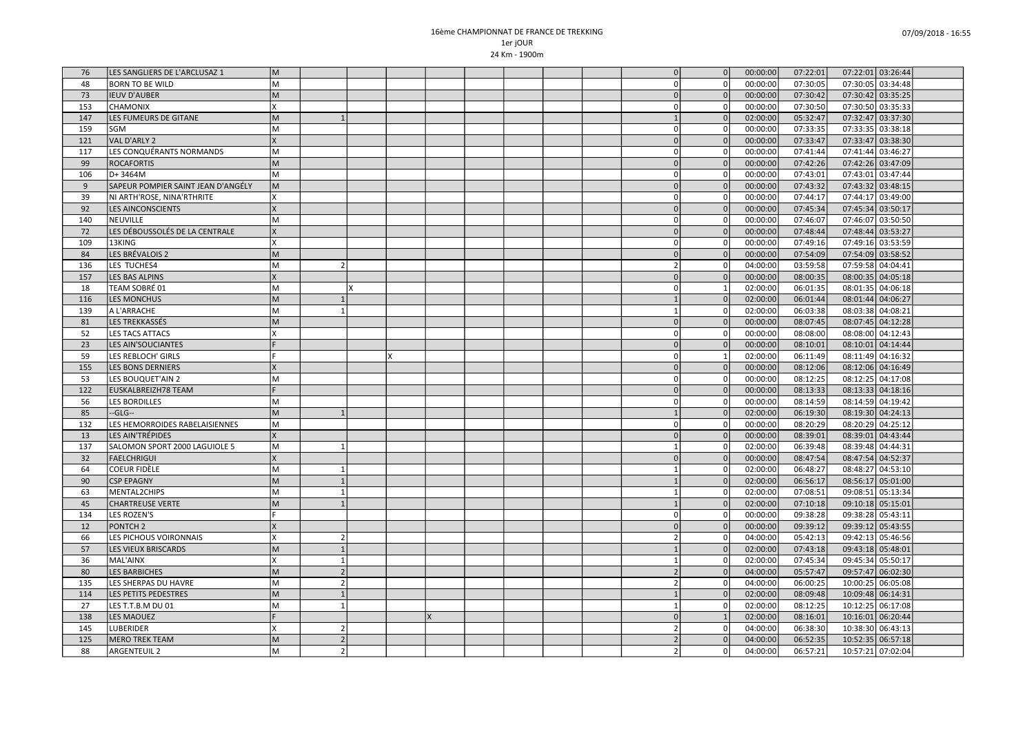# 16ème CHAMPIONNAT DE FRANCE DE TREKKING

1er jOUR

24 Km - 1900m

| | | | | | | | | | | | | | | | | |
|---|---|---|---|---|---|---|---|---|---|---|---|---|---|---|---|---|
| 76 | LES SANGLIERS DE L'ARCLUSAZ 1 | M | | | | | | | | | 0 | 0 | 00:00:00 | 07:22:01 | 07:22:01 | 03:26:44 |
| 48 | BORN TO BE WILD | M | | | | | | | | | 0 | 0 | 00:00:00 | 07:30:05 | 07:30:05 | 03:34:48 |
| 73 | IEUV D'AUBER | M | | | | | | | | | 0 | 0 | 00:00:00 | 07:30:42 | 07:30:42 | 03:35:25 |
| 153 | CHAMONIX | X | | | | | | | | | 0 | 0 | 00:00:00 | 07:30:50 | 07:30:50 | 03:35:33 |
| 147 | LES FUMEURS DE GITANE | M | 1 | | | | | | | | 1 | 0 | 02:00:00 | 05:32:47 | 07:32:47 | 03:37:30 |
| 159 | SGM | M | | | | | | | | | 0 | 0 | 00:00:00 | 07:33:35 | 07:33:35 | 03:38:18 |
| 121 | VAL D'ARLY 2 | X | | | | | | | | | 0 | 0 | 00:00:00 | 07:33:47 | 07:33:47 | 03:38:30 |
| 117 | LES CONQUÉRANTS NORMANDS | M | | | | | | | | | 0 | 0 | 00:00:00 | 07:41:44 | 07:41:44 | 03:46:27 |
| 99 | ROCAFORTIS | M | | | | | | | | | 0 | 0 | 00:00:00 | 07:42:26 | 07:42:26 | 03:47:09 |
| 106 | D+ 3464M | M | | | | | | | | | 0 | 0 | 00:00:00 | 07:43:01 | 07:43:01 | 03:47:44 |
| 9 | SAPEUR POMPIER SAINT JEAN D'ANGÉLY | M | | | | | | | | | 0 | 0 | 00:00:00 | 07:43:32 | 07:43:32 | 03:48:15 |
| 39 | NI ARTH'ROSE, NINA'RTHRITE | X | | | | | | | | | 0 | 0 | 00:00:00 | 07:44:17 | 07:44:17 | 03:49:00 |
| 92 | LES AINCONSCIENTS | X | | | | | | | | | 0 | 0 | 00:00:00 | 07:45:34 | 07:45:34 | 03:50:17 |
| 140 | NEUVILLE | M | | | | | | | | | 0 | 0 | 00:00:00 | 07:46:07 | 07:46:07 | 03:50:50 |
| 72 | LES DÉBOUSSOLÉS DE LA CENTRALE | X | | | | | | | | | 0 | 0 | 00:00:00 | 07:48:44 | 07:48:44 | 03:53:27 |
| 109 | 13KING | X | | | | | | | | | 0 | 0 | 00:00:00 | 07:49:16 | 07:49:16 | 03:53:59 |
| 84 | LES BRÉVALOIS 2 | M | | | | | | | | | 0 | 0 | 00:00:00 | 07:54:09 | 07:54:09 | 03:58:52 |
| 136 | LES TUCHES4 | M | 2 | | | | | | | | 2 | 0 | 04:00:00 | 03:59:58 | 07:59:58 | 04:04:41 |
| 157 | LES BAS ALPINS | X | | | | | | | | | 0 | 0 | 00:00:00 | 08:00:35 | 08:00:35 | 04:05:18 |
| 18 | TEAM SOBRÉ 01 | M | | X | | | | | | | 0 | 1 | 02:00:00 | 06:01:35 | 08:01:35 | 04:06:18 |
| 116 | LES MONCHUS | M | 1 | | | | | | | | 1 | 0 | 02:00:00 | 06:01:44 | 08:01:44 | 04:06:27 |
| 139 | A L'ARRACHE | M | 1 | | | | | | | | 1 | 0 | 02:00:00 | 06:03:38 | 08:03:38 | 04:08:21 |
| 81 | LES TREKKASSÉS | M | | | | | | | | | 0 | 0 | 00:00:00 | 08:07:45 | 08:07:45 | 04:12:28 |
| 52 | LES TACS ATTACS | X | | | | | | | | | 0 | 0 | 00:00:00 | 08:08:00 | 08:08:00 | 04:12:43 |
| 23 | LES AIN'SOUCIANTES | F | | | | | | | | | 0 | 0 | 00:00:00 | 08:10:01 | 08:10:01 | 04:14:44 |
| 59 | LES REBLOCH' GIRLS | F | | | X | | | | | | 0 | 1 | 02:00:00 | 06:11:49 | 08:11:49 | 04:16:32 |
| 155 | LES BONS DERNIERS | X | | | | | | | | | 0 | 0 | 00:00:00 | 08:12:06 | 08:12:06 | 04:16:49 |
| 53 | LES BOUQUET'AIN 2 | M | | | | | | | | | 0 | 0 | 00:00:00 | 08:12:25 | 08:12:25 | 04:17:08 |
| 122 | EUSKALBREIZH78 TEAM | F | | | | | | | | | 0 | 0 | 00:00:00 | 08:13:33 | 08:13:33 | 04:18:16 |
| 56 | LES BORDILLES | M | | | | | | | | | 0 | 0 | 00:00:00 | 08:14:59 | 08:14:59 | 04:19:42 |
| 85 | --GLG-- | M | 1 | | | | | | | | 1 | 0 | 02:00:00 | 06:19:30 | 08:19:30 | 04:24:13 |
| 132 | LES HEMORROIDES RABELAISIENNES | M | | | | | | | | | 0 | 0 | 00:00:00 | 08:20:29 | 08:20:29 | 04:25:12 |
| 13 | LES AIN'TRÉPIDES | X | | | | | | | | | 0 | 0 | 00:00:00 | 08:39:01 | 08:39:01 | 04:43:44 |
| 137 | SALOMON SPORT 2000 LAGUIOLE 5 | M | 1 | | | | | | | | 1 | 0 | 02:00:00 | 06:39:48 | 08:39:48 | 04:44:31 |
| 32 | FAELCHRIGUI | X | | | | | | | | | 0 | 0 | 00:00:00 | 08:47:54 | 08:47:54 | 04:52:37 |
| 64 | COEUR FIDÈLE | M | 1 | | | | | | | | 1 | 0 | 02:00:00 | 06:48:27 | 08:48:27 | 04:53:10 |
| 90 | CSP EPAGNY | M | 1 | | | | | | | | 1 | 0 | 02:00:00 | 06:56:17 | 08:56:17 | 05:01:00 |
| 63 | MENTAL2CHIPS | M | 1 | | | | | | | | 1 | 0 | 02:00:00 | 07:08:51 | 09:08:51 | 05:13:34 |
| 45 | CHARTREUSE VERTE | M | 1 | | | | | | | | 1 | 0 | 02:00:00 | 07:10:18 | 09:10:18 | 05:15:01 |
| 134 | LES ROZEN'S | F | | | | | | | | | 0 | 0 | 00:00:00 | 09:38:28 | 09:38:28 | 05:43:11 |
| 12 | PONTCH 2 | X | | | | | | | | | 0 | 0 | 00:00:00 | 09:39:12 | 09:39:12 | 05:43:55 |
| 66 | LES PICHOUS VOIRONNAIS | X | 2 | | | | | | | | 2 | 0 | 04:00:00 | 05:42:13 | 09:42:13 | 05:46:56 |
| 57 | LES VIEUX BRISCARDS | M | 1 | | | | | | | | 1 | 0 | 02:00:00 | 07:43:18 | 09:43:18 | 05:48:01 |
| 36 | MAL'AINX | X | 1 | | | | | | | | 1 | 0 | 02:00:00 | 07:45:34 | 09:45:34 | 05:50:17 |
| 80 | LES BARBICHES | M | 2 | | | | | | | | 2 | 0 | 04:00:00 | 05:57:47 | 09:57:47 | 06:02:30 |
| 135 | LES SHERPAS DU HAVRE | M | 2 | | | | | | | | 2 | 0 | 04:00:00 | 06:00:25 | 10:00:25 | 06:05:08 |
| 114 | LES PETITS PEDESTRES | M | 1 | | | | | | | | 1 | 0 | 02:00:00 | 08:09:48 | 10:09:48 | 06:14:31 |
| 27 | LES T.T.B.M DU 01 | M | 1 | | | | | | | | 1 | 0 | 02:00:00 | 08:12:25 | 10:12:25 | 06:17:08 |
| 138 | LES MAOUEZ | F | | | | X | | | | | 0 | 1 | 02:00:00 | 08:16:01 | 10:16:01 | 06:20:44 |
| 145 | LUBERIDER | X | 2 | | | | | | | | 2 | 0 | 04:00:00 | 06:38:30 | 10:38:30 | 06:43:13 |
| 125 | MERO TREK TEAM | M | 2 | | | | | | | | 2 | 0 | 04:00:00 | 06:52:35 | 10:52:35 | 06:57:18 |
| 88 | ARGENTEUIL 2 | M | 2 | | | | | | | | 2 | 0 | 04:00:00 | 06:57:21 | 10:57:21 | 07:02:04 |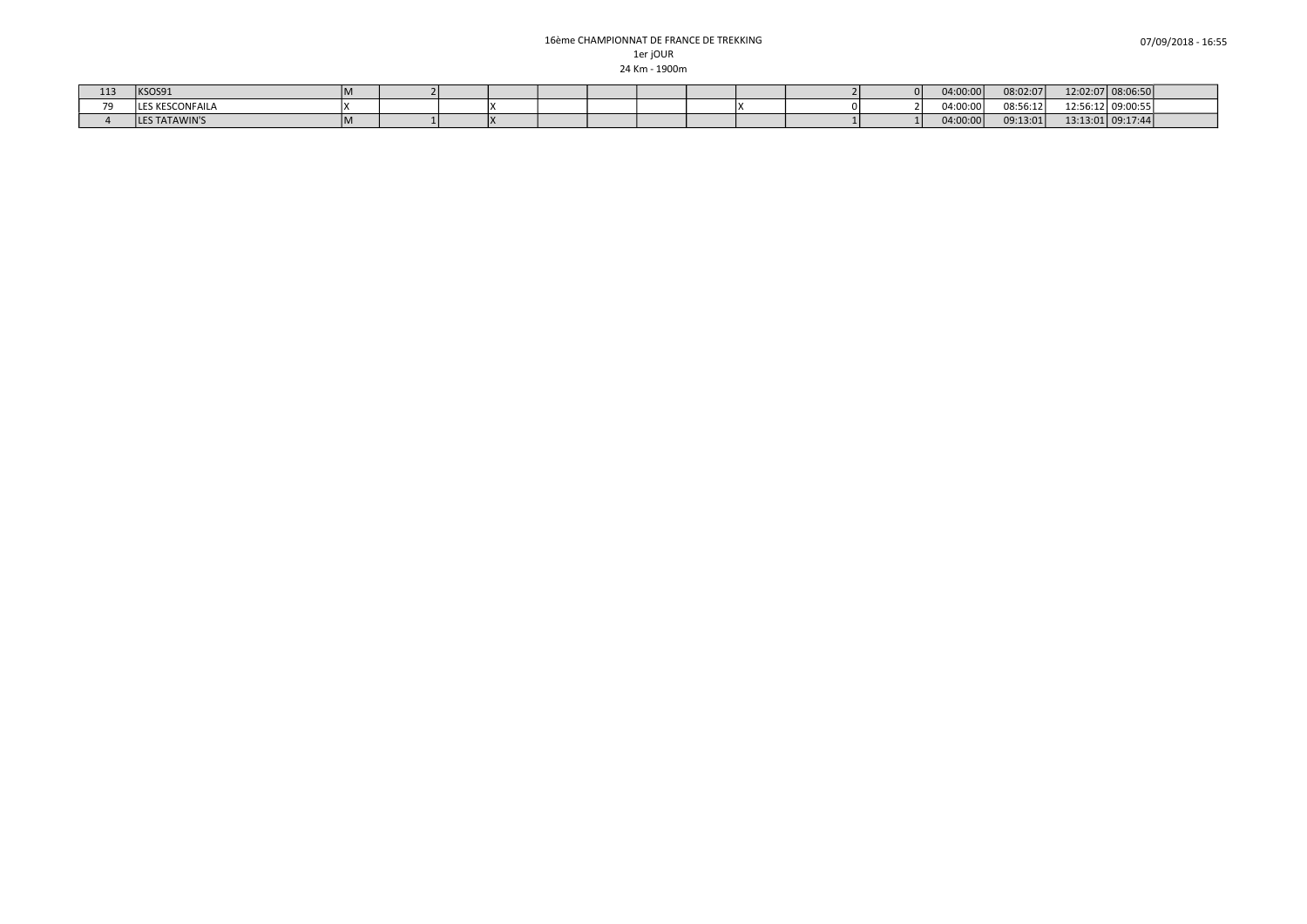| | | | | | | | | | | | | | | | | | |
|---|---|---|---|---|---|---|---|---|---|---|---|---|---|---|---|---|---|
| 113 | KSOS91 | M | 2 | | | | | | | | 2 | 0 | 04:00:00 | 08:02:07 | 12:02:07 | 08:06:50 | |
| 79 | LES KESCONFAILA | X | | | X | | | | | X | 0 | 2 | 04:00:00 | 08:56:12 | 12:56:12 | 09:00:55 | |
| 4 | LES TATAWIN'S | M | 1 | | X | | | | | | 1 | 1 | 04:00:00 | 09:13:01 | 13:13:01 | 09:17:44 | |